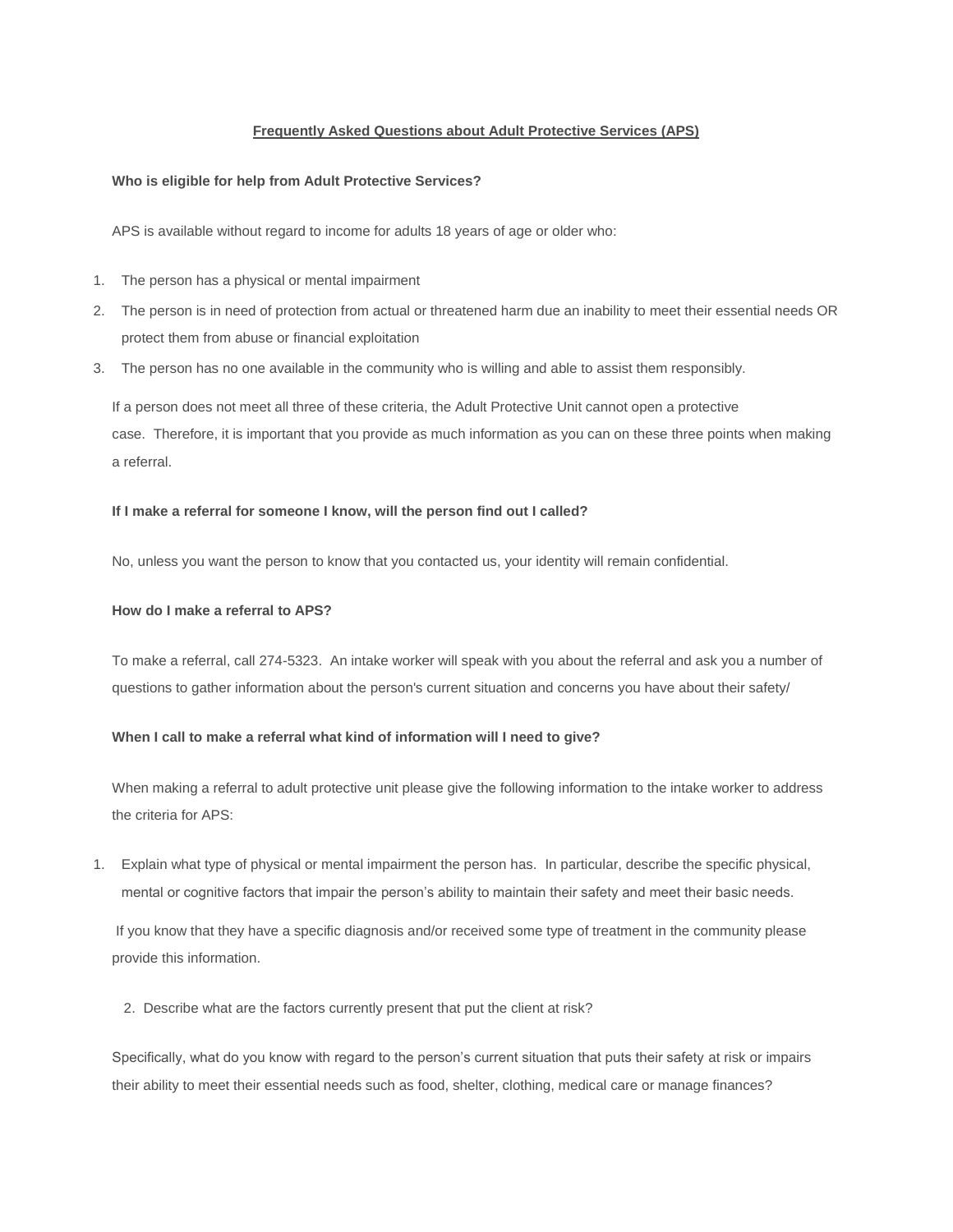# **Frequently Asked Questions about Adult Protective Services (APS)**

**Who is eligible for help from Adult Protective Services?**

APS is available without regard to income for adults 18 years of age or older who:

1. The person has a physical or mental impairment
2. The person is in need of protection from actual or threatened harm due an inability to meet their essential needs OR protect them from abuse or financial exploitation
3. The person has no one available in the community who is willing and able to assist them responsibly.

If a person does not meet all three of these criteria, the Adult Protective Unit cannot open a protective case. Therefore, it is important that you provide as much information as you can on these three points when making a referral.

**If I make a referral for someone I know, will the person find out I called?**

No, unless you want the person to know that you contacted us, your identity will remain confidential.

**How do I make a referral to APS?**

To make a referral, call 274-5323. An intake worker will speak with you about the referral and ask you a number of questions to gather information about the person's current situation and concerns you have about their safety/

**When I call to make a referral what kind of information will I need to give?**

When making a referral to adult protective unit please give the following information to the intake worker to address the criteria for APS:

1. Explain what type of physical or mental impairment the person has. In particular, describe the specific physical, mental or cognitive factors that impair the person's ability to maintain their safety and meet their basic needs.

   If you know that they have a specific diagnosis and/or received some type of treatment in the community please provide this information.

2. Describe what are the factors currently present that put the client at risk?

   Specifically, what do you know with regard to the person's current situation that puts their safety at risk or impairs their ability to meet their essential needs such as food, shelter, clothing, medical care or manage finances?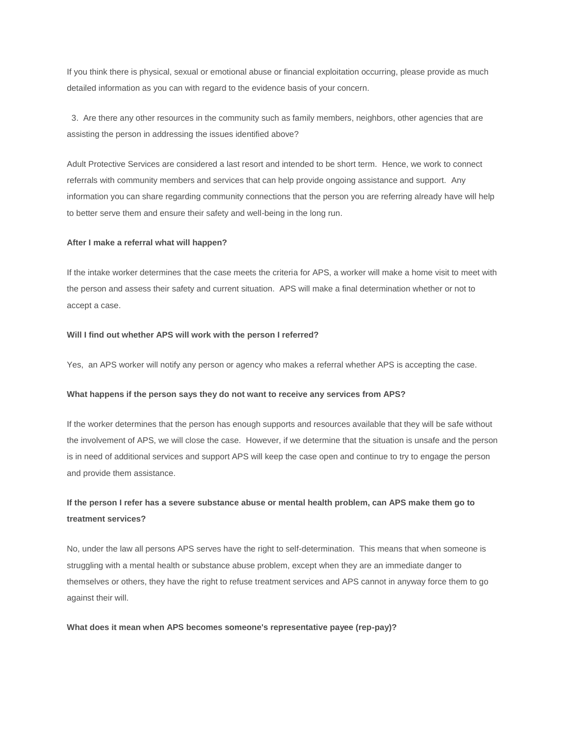If you think there is physical, sexual or emotional abuse or financial exploitation occurring, please provide as much detailed information as you can with regard to the evidence basis of your concern.

3. Are there any other resources in the community such as family members, neighbors, other agencies that are assisting the person in addressing the issues identified above?

Adult Protective Services are considered a last resort and intended to be short term. Hence, we work to connect referrals with community members and services that can help provide ongoing assistance and support. Any information you can share regarding community connections that the person you are referring already have will help to better serve them and ensure their safety and well-being in the long run.

**After I make a referral what will happen?**

If the intake worker determines that the case meets the criteria for APS, a worker will make a home visit to meet with the person and assess their safety and current situation. APS will make a final determination whether or not to accept a case.

**Will I find out whether APS will work with the person I referred?**

Yes, an APS worker will notify any person or agency who makes a referral whether APS is accepting the case.

**What happens if the person says they do not want to receive any services from APS?**

If the worker determines that the person has enough supports and resources available that they will be safe without the involvement of APS, we will close the case. However, if we determine that the situation is unsafe and the person is in need of additional services and support APS will keep the case open and continue to try to engage the person and provide them assistance.

**If the person I refer has a severe substance abuse or mental health problem, can APS make them go to treatment services?**

No, under the law all persons APS serves have the right to self-determination. This means that when someone is struggling with a mental health or substance abuse problem, except when they are an immediate danger to themselves or others, they have the right to refuse treatment services and APS cannot in anyway force them to go against their will.

**What does it mean when APS becomes someone's representative payee (rep-pay)?**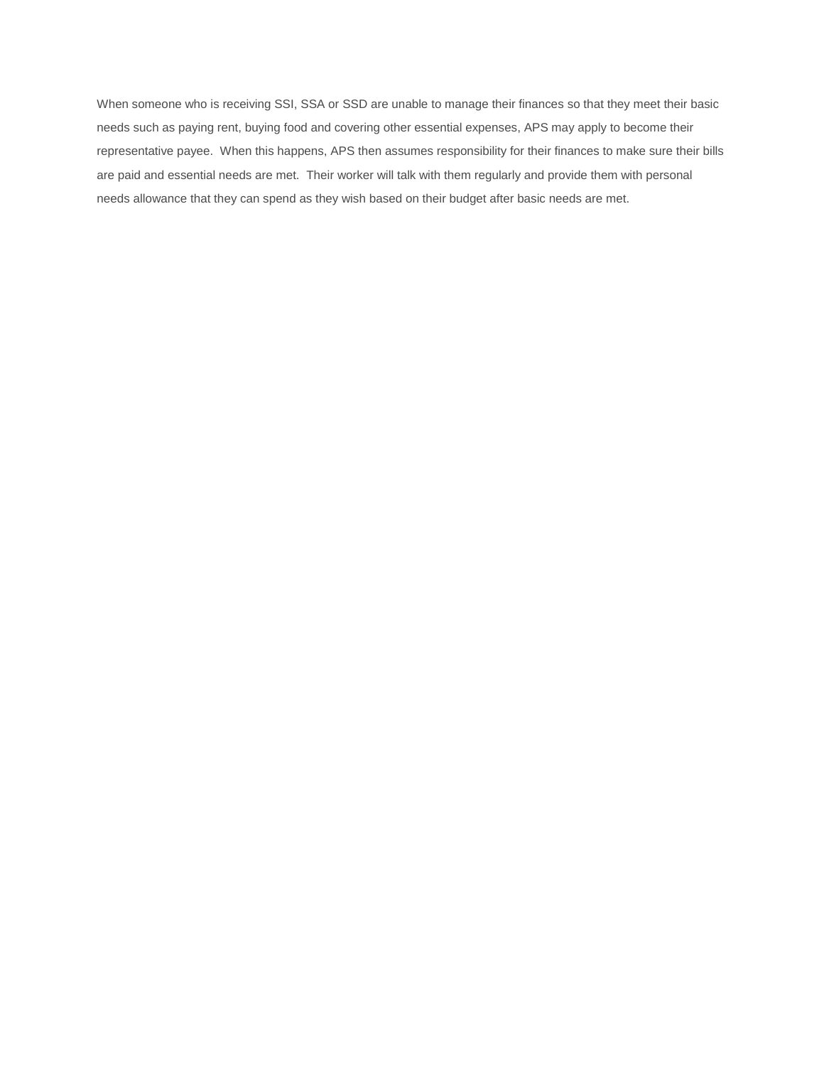When someone who is receiving SSI, SSA or SSD are unable to manage their finances so that they meet their basic needs such as paying rent, buying food and covering other essential expenses, APS may apply to become their representative payee.  When this happens, APS then assumes responsibility for their finances to make sure their bills are paid and essential needs are met.  Their worker will talk with them regularly and provide them with personal needs allowance that they can spend as they wish based on their budget after basic needs are met.